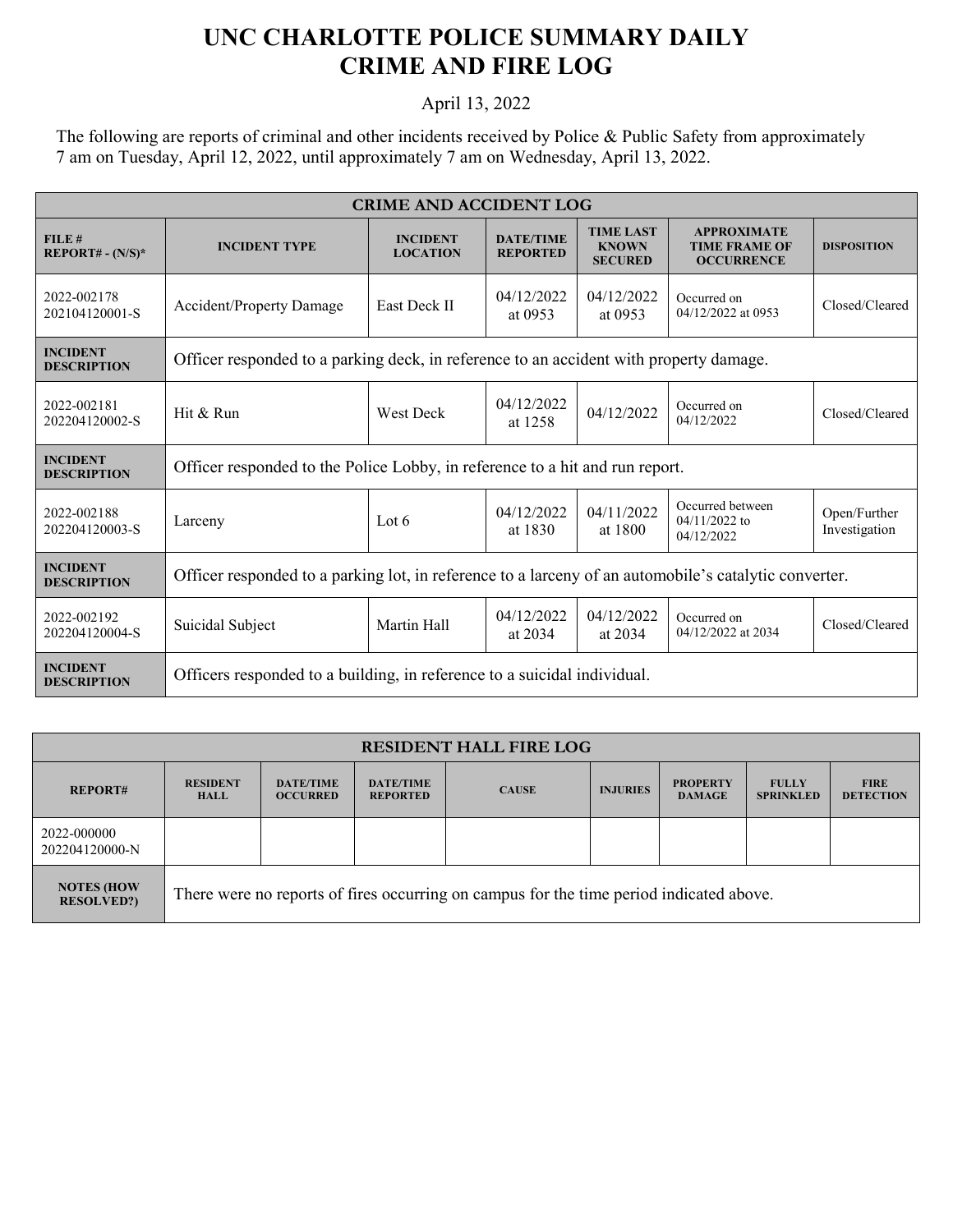# UNC CHARLOTTE POLICE SUMMARY DAILY CRIME AND FIRE LOG

April 13, 2022

The following are reports of criminal and other incidents received by Police & Public Safety from approximately 7 am on Tuesday, April 12, 2022, until approximately 7 am on Wednesday, April 13, 2022.

| CRIME AND ACCIDENT LOG | | | | | | |
|---|---|---|---|---|---|---|
| **FILE # REPORT# - (N/S)*** | **INCIDENT TYPE** | **INCIDENT LOCATION** | **DATE/TIME REPORTED** | **TIME LAST KNOWN SECURED** | **APPROXIMATE TIME FRAME OF OCCURRENCE** | **DISPOSITION** |
| 2022-002178 202104120001-S | Accident/Property Damage | East Deck II | 04/12/2022 at 0953 | 04/12/2022 at 0953 | Occurred on 04/12/2022 at 0953 | Closed/Cleared |
| **INCIDENT DESCRIPTION** | Officer responded to a parking deck, in reference to an accident with property damage. | | | | | |
| 2022-002181 202204120002-S | Hit & Run | West Deck | 04/12/2022 at 1258 | 04/12/2022 | Occurred on 04/12/2022 | Closed/Cleared |
| **INCIDENT DESCRIPTION** | Officer responded to the Police Lobby, in reference to a hit and run report. | | | | | |
| 2022-002188 202204120003-S | Larceny | Lot 6 | 04/12/2022 at 1830 | 04/11/2022 at 1800 | Occurred between 04/11/2022 to 04/12/2022 | Open/Further Investigation |
| **INCIDENT DESCRIPTION** | Officer responded to a parking lot, in reference to a larceny of an automobile's catalytic converter. | | | | | |
| 2022-002192 202204120004-S | Suicidal Subject | Martin Hall | 04/12/2022 at 2034 | 04/12/2022 at 2034 | Occurred on 04/12/2022 at 2034 | Closed/Cleared |
| **INCIDENT DESCRIPTION** | Officers responded to a building, in reference to a suicidal individual. | | | | | |

| RESIDENT HALL FIRE LOG | | | | | | | | |
|---|---|---|---|---|---|---|---|---|
| **REPORT#** | **RESIDENT HALL** | **DATE/TIME OCCURRED** | **DATE/TIME REPORTED** | **CAUSE** | **INJURIES** | **PROPERTY DAMAGE** | **FULLY SPRINKLED** | **FIRE DETECTION** |
| 2022-000000 202204120000-N | | | | | | | | |
| **NOTES (HOW RESOLVED?)** | There were no reports of fires occurring on campus for the time period indicated above. | | | | | | | |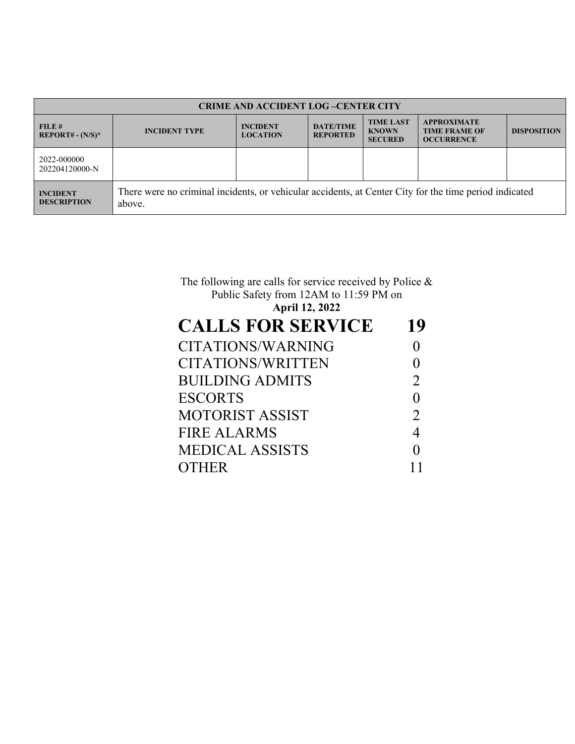| CRIME AND ACCIDENT LOG –CENTER CITY | | | | | | |
|---|---|---|---|---|---|---|
| FILE # REPORT# - (N/S)* | INCIDENT TYPE | INCIDENT LOCATION | DATE/TIME REPORTED | TIME LAST KNOWN SECURED | APPROXIMATE TIME FRAME OF OCCURRENCE | DISPOSITION |
| 2022-000000 202204120000-N | | | | | | |
| INCIDENT DESCRIPTION | There were no criminal incidents, or vehicular accidents, at Center City for the time period indicated above. | | | | | |

The following are calls for service received by Police & Public Safety from 12AM to 11:59 PM on
**April 12, 2022**

| | |
|---|---|
| **CALLS FOR SERVICE** | **19** |
| CITATIONS/WARNING | 0 |
| CITATIONS/WRITTEN | 0 |
| BUILDING ADMITS | 2 |
| ESCORTS | 0 |
| MOTORIST ASSIST | 2 |
| FIRE ALARMS | 4 |
| MEDICAL ASSISTS | 0 |
| OTHER | 11 |